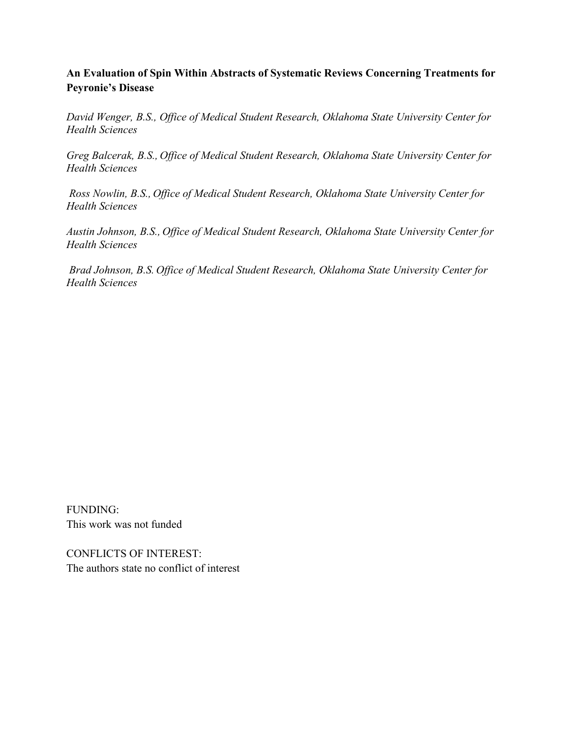**An Evaluation of Spin Within Abstracts of Systematic Reviews Concerning Treatments for Peyronie's Disease**

*David Wenger, B.S., Office of Medical Student Research, Oklahoma State University Center for Health Sciences*

*Greg Balcerak, B.S., Office of Medical Student Research, Oklahoma State University Center for Health Sciences*

*Ross Nowlin, B.S., Office of Medical Student Research, Oklahoma State University Center for Health Sciences*

*Austin Johnson, B.S., Office of Medical Student Research, Oklahoma State University Center for Health Sciences*

*Brad Johnson, B.S. Office of Medical Student Research, Oklahoma State University Center for Health Sciences*

FUNDING:
This work was not funded

CONFLICTS OF INTEREST:
The authors state no conflict of interest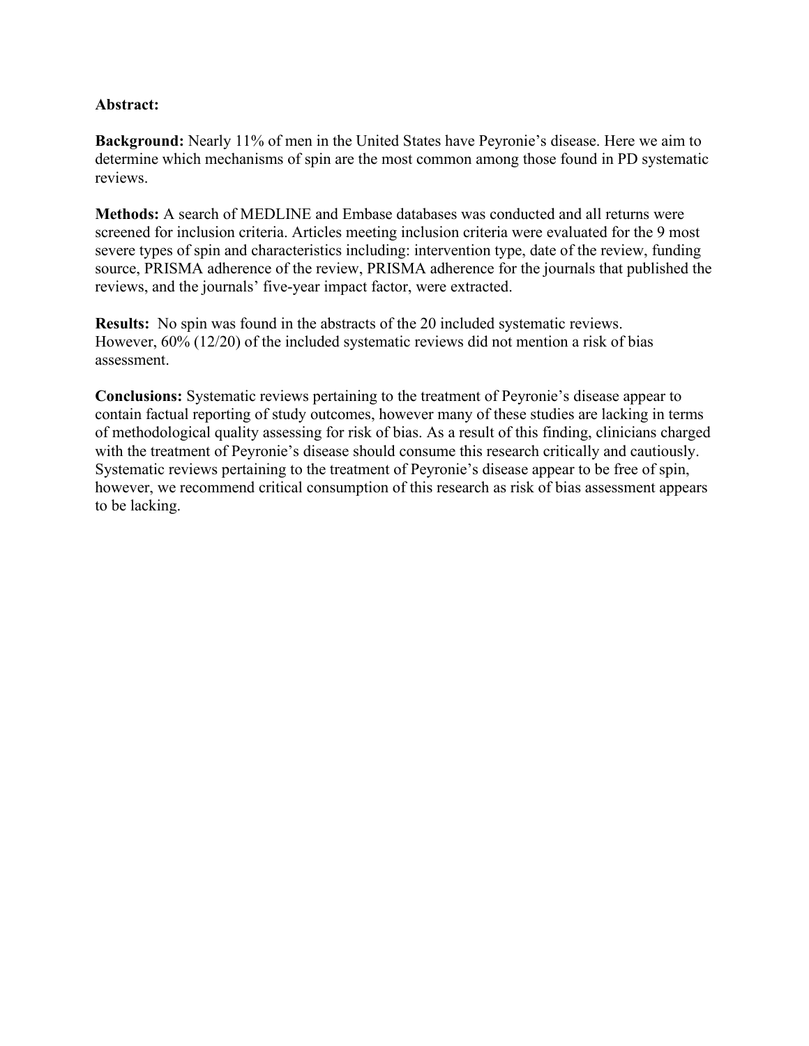**Abstract:**

**Background:** Nearly 11% of men in the United States have Peyronie's disease. Here we aim to determine which mechanisms of spin are the most common among those found in PD systematic reviews.

**Methods:** A search of MEDLINE and Embase databases was conducted and all returns were screened for inclusion criteria. Articles meeting inclusion criteria were evaluated for the 9 most severe types of spin and characteristics including: intervention type, date of the review, funding source, PRISMA adherence of the review, PRISMA adherence for the journals that published the reviews, and the journals' five-year impact factor, were extracted.

**Results:** No spin was found in the abstracts of the 20 included systematic reviews. However, 60% (12/20) of the included systematic reviews did not mention a risk of bias assessment.

**Conclusions:** Systematic reviews pertaining to the treatment of Peyronie's disease appear to contain factual reporting of study outcomes, however many of these studies are lacking in terms of methodological quality assessing for risk of bias. As a result of this finding, clinicians charged with the treatment of Peyronie's disease should consume this research critically and cautiously. Systematic reviews pertaining to the treatment of Peyronie's disease appear to be free of spin, however, we recommend critical consumption of this research as risk of bias assessment appears to be lacking.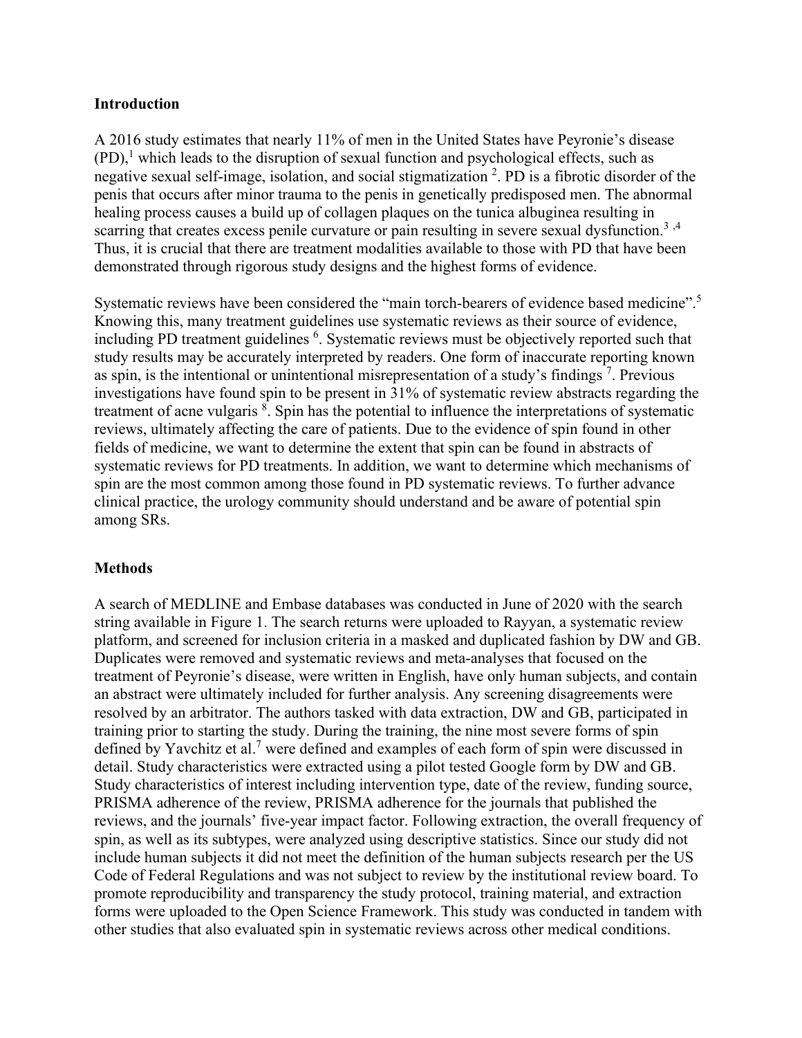## Introduction

A 2016 study estimates that nearly 11% of men in the United States have Peyronie's disease (PD),[1] which leads to the disruption of sexual function and psychological effects, such as negative sexual self-image, isolation, and social stigmatization [2]. PD is a fibrotic disorder of the penis that occurs after minor trauma to the penis in genetically predisposed men. The abnormal healing process causes a build up of collagen plaques on the tunica albuginea resulting in scarring that creates excess penile curvature or pain resulting in severe sexual dysfunction.[3,4] Thus, it is crucial that there are treatment modalities available to those with PD that have been demonstrated through rigorous study designs and the highest forms of evidence.

Systematic reviews have been considered the "main torch-bearers of evidence based medicine".[5] Knowing this, many treatment guidelines use systematic reviews as their source of evidence, including PD treatment guidelines [6]. Systematic reviews must be objectively reported such that study results may be accurately interpreted by readers. One form of inaccurate reporting known as spin, is the intentional or unintentional misrepresentation of a study's findings [7]. Previous investigations have found spin to be present in 31% of systematic review abstracts regarding the treatment of acne vulgaris [8]. Spin has the potential to influence the interpretations of systematic reviews, ultimately affecting the care of patients. Due to the evidence of spin found in other fields of medicine, we want to determine the extent that spin can be found in abstracts of systematic reviews for PD treatments. In addition, we want to determine which mechanisms of spin are the most common among those found in PD systematic reviews. To further advance clinical practice, the urology community should understand and be aware of potential spin among SRs.

## Methods

A search of MEDLINE and Embase databases was conducted in June of 2020 with the search string available in Figure 1. The search returns were uploaded to Rayyan, a systematic review platform, and screened for inclusion criteria in a masked and duplicated fashion by DW and GB. Duplicates were removed and systematic reviews and meta-analyses that focused on the treatment of Peyronie's disease, were written in English, have only human subjects, and contain an abstract were ultimately included for further analysis. Any screening disagreements were resolved by an arbitrator. The authors tasked with data extraction, DW and GB, participated in training prior to starting the study. During the training, the nine most severe forms of spin defined by Yavchitz et al.[7] were defined and examples of each form of spin were discussed in detail. Study characteristics were extracted using a pilot tested Google form by DW and GB. Study characteristics of interest including intervention type, date of the review, funding source, PRISMA adherence of the review, PRISMA adherence for the journals that published the reviews, and the journals' five-year impact factor. Following extraction, the overall frequency of spin, as well as its subtypes, were analyzed using descriptive statistics. Since our study did not include human subjects it did not meet the definition of the human subjects research per the US Code of Federal Regulations and was not subject to review by the institutional review board. To promote reproducibility and transparency the study protocol, training material, and extraction forms were uploaded to the Open Science Framework. This study was conducted in tandem with other studies that also evaluated spin in systematic reviews across other medical conditions.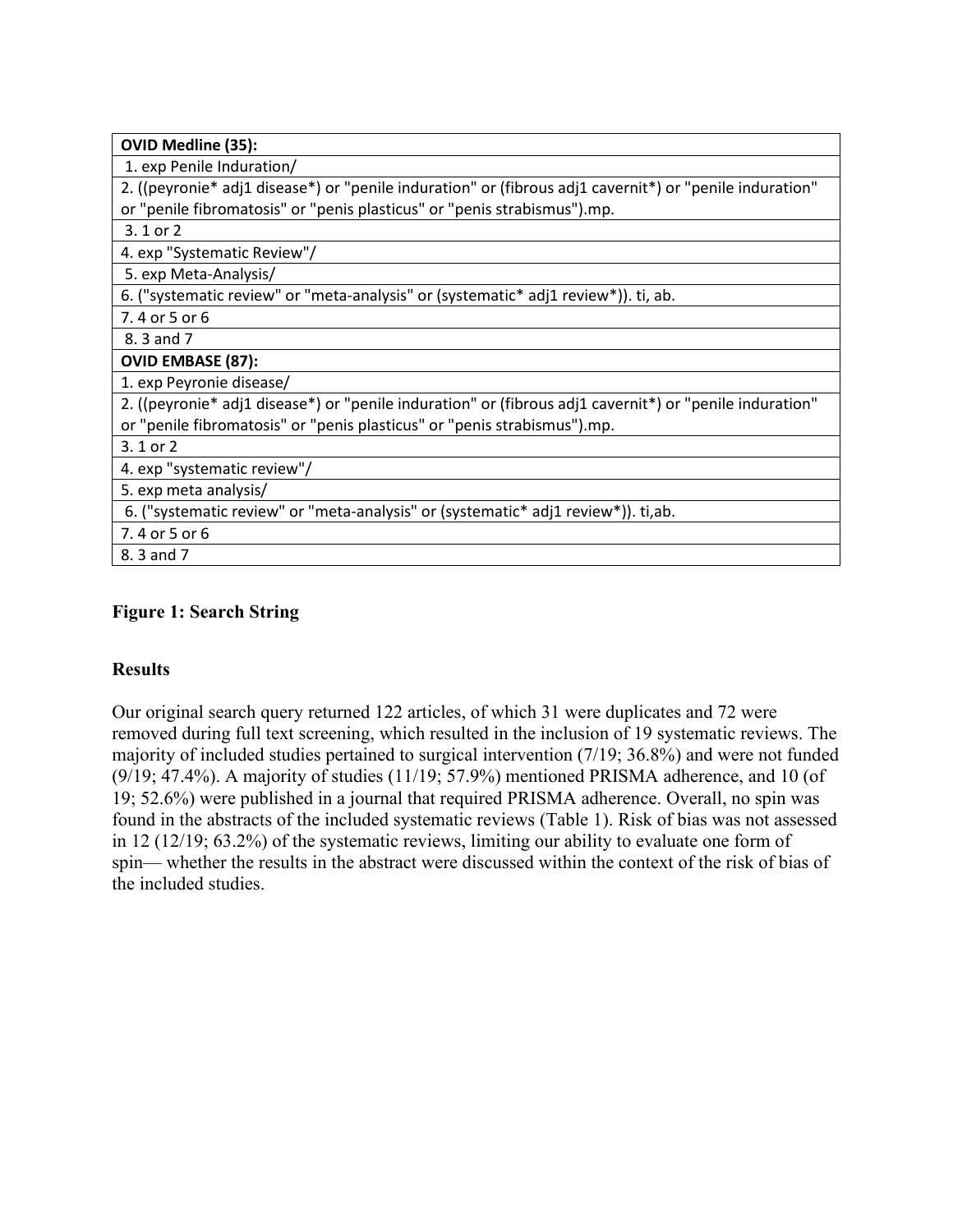| **OVID Medline (35):** |
| --- |
| 1. exp Penile Induration/ |
| 2. ((peyronie* adj1 disease*) or "penile induration" or (fibrous adj1 cavernit*) or "penile induration" or "penile fibromatosis" or "penis plasticus" or "penis strabismus").mp. |
| 3. 1 or 2 |
| 4. exp "Systematic Review"/ |
| 5. exp Meta-Analysis/ |
| 6. ("systematic review" or "meta-analysis" or (systematic* adj1 review*)). ti, ab. |
| 7. 4 or 5 or 6 |
| 8. 3 and 7 |
| **OVID EMBASE (87):** |
| 1. exp Peyronie disease/ |
| 2. ((peyronie* adj1 disease*) or "penile induration" or (fibrous adj1 cavernit*) or "penile induration" or "penile fibromatosis" or "penis plasticus" or "penis strabismus").mp. |
| 3. 1 or 2 |
| 4. exp "systematic review"/ |
| 5. exp meta analysis/ |
| 6. ("systematic review" or "meta-analysis" or (systematic* adj1 review*)). ti,ab. |
| 7. 4 or 5 or 6 |
| 8. 3 and 7 |

**Figure 1: Search String**

## Results

Our original search query returned 122 articles, of which 31 were duplicates and 72 were removed during full text screening, which resulted in the inclusion of 19 systematic reviews. The majority of included studies pertained to surgical intervention (7/19; 36.8%) and were not funded (9/19; 47.4%). A majority of studies (11/19; 57.9%) mentioned PRISMA adherence, and 10 (of 19; 52.6%) were published in a journal that required PRISMA adherence. Overall, no spin was found in the abstracts of the included systematic reviews (Table 1). Risk of bias was not assessed in 12 (12/19; 63.2%) of the systematic reviews, limiting our ability to evaluate one form of spin— whether the results in the abstract were discussed within the context of the risk of bias of the included studies.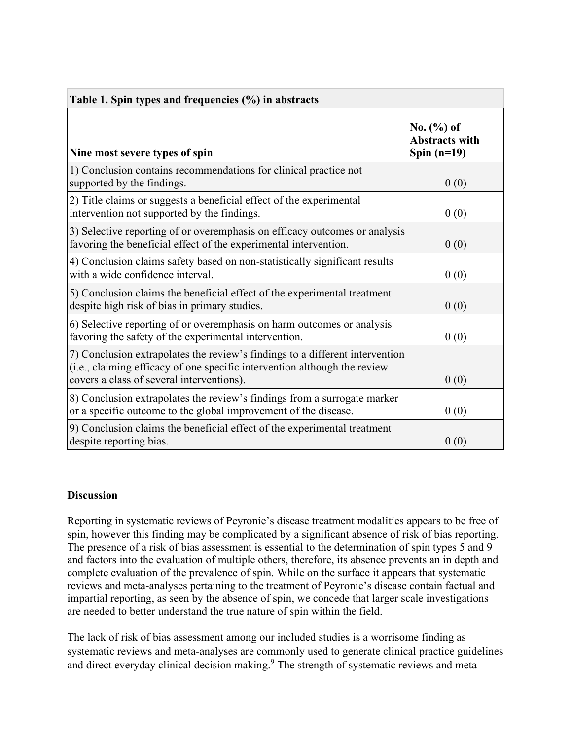**Table 1. Spin types and frequencies (%) in abstracts**

| Nine most severe types of spin | No. (%) of Abstracts with Spin (n=19) |
|---|---|
| 1) Conclusion contains recommendations for clinical practice not supported by the findings. | 0 (0) |
| 2) Title claims or suggests a beneficial effect of the experimental intervention not supported by the findings. | 0 (0) |
| 3) Selective reporting of or overemphasis on efficacy outcomes or analysis favoring the beneficial effect of the experimental intervention. | 0 (0) |
| 4) Conclusion claims safety based on non-statistically significant results with a wide confidence interval. | 0 (0) |
| 5) Conclusion claims the beneficial effect of the experimental treatment despite high risk of bias in primary studies. | 0 (0) |
| 6) Selective reporting of or overemphasis on harm outcomes or analysis favoring the safety of the experimental intervention. | 0 (0) |
| 7) Conclusion extrapolates the review's findings to a different intervention (i.e., claiming efficacy of one specific intervention although the review covers a class of several interventions). | 0 (0) |
| 8) Conclusion extrapolates the review's findings from a surrogate marker or a specific outcome to the global improvement of the disease. | 0 (0) |
| 9) Conclusion claims the beneficial effect of the experimental treatment despite reporting bias. | 0 (0) |

## Discussion

Reporting in systematic reviews of Peyronie's disease treatment modalities appears to be free of spin, however this finding may be complicated by a significant absence of risk of bias reporting. The presence of a risk of bias assessment is essential to the determination of spin types 5 and 9 and factors into the evaluation of multiple others, therefore, its absence prevents an in depth and complete evaluation of the prevalence of spin. While on the surface it appears that systematic reviews and meta-analyses pertaining to the treatment of Peyronie's disease contain factual and impartial reporting, as seen by the absence of spin, we concede that larger scale investigations are needed to better understand the true nature of spin within the field.

The lack of risk of bias assessment among our included studies is a worrisome finding as systematic reviews and meta-analyses are commonly used to generate clinical practice guidelines and direct everyday clinical decision making.[9] The strength of systematic reviews and meta-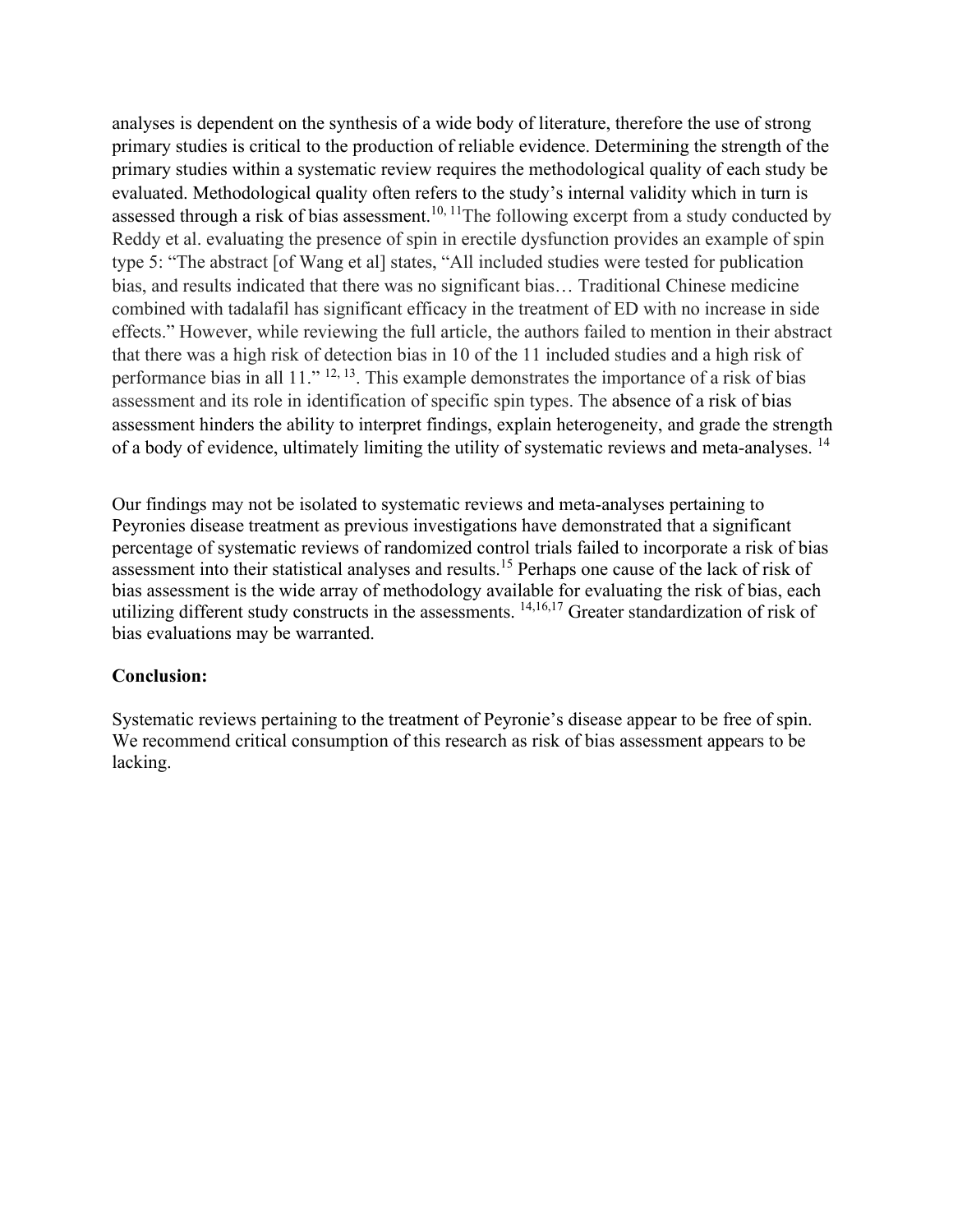analyses is dependent on the synthesis of a wide body of literature, therefore the use of strong primary studies is critical to the production of reliable evidence. Determining the strength of the primary studies within a systematic review requires the methodological quality of each study be evaluated. Methodological quality often refers to the study's internal validity which in turn is assessed through a risk of bias assessment.[10, 11]The following excerpt from a study conducted by Reddy et al. evaluating the presence of spin in erectile dysfunction provides an example of spin type 5: "The abstract [of Wang et al] states, "All included studies were tested for publication bias, and results indicated that there was no significant bias… Traditional Chinese medicine combined with tadalafil has significant efficacy in the treatment of ED with no increase in side effects." However, while reviewing the full article, the authors failed to mention in their abstract that there was a high risk of detection bias in 10 of the 11 included studies and a high risk of performance bias in all 11." [12, 13]. This example demonstrates the importance of a risk of bias assessment and its role in identification of specific spin types. The absence of a risk of bias assessment hinders the ability to interpret findings, explain heterogeneity, and grade the strength of a body of evidence, ultimately limiting the utility of systematic reviews and meta-analyses. [14]

Our findings may not be isolated to systematic reviews and meta-analyses pertaining to Peyronies disease treatment as previous investigations have demonstrated that a significant percentage of systematic reviews of randomized control trials failed to incorporate a risk of bias assessment into their statistical analyses and results.[15] Perhaps one cause of the lack of risk of bias assessment is the wide array of methodology available for evaluating the risk of bias, each utilizing different study constructs in the assessments. [14,16,17] Greater standardization of risk of bias evaluations may be warranted.

**Conclusion:**

Systematic reviews pertaining to the treatment of Peyronie's disease appear to be free of spin. We recommend critical consumption of this research as risk of bias assessment appears to be lacking.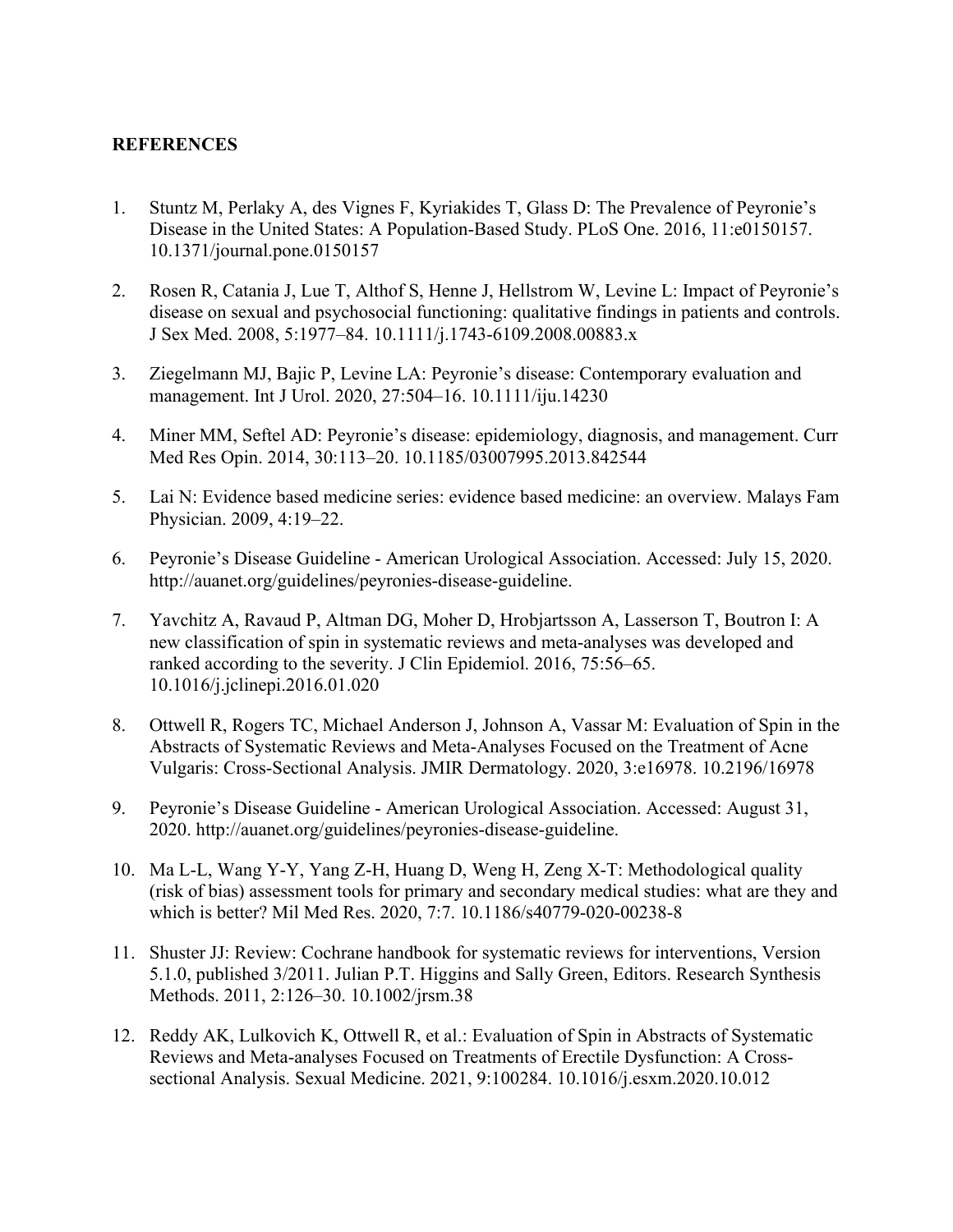**REFERENCES**

1. Stuntz M, Perlaky A, des Vignes F, Kyriakides T, Glass D: The Prevalence of Peyronie's Disease in the United States: A Population-Based Study. PLoS One. 2016, 11:e0150157. 10.1371/journal.pone.0150157

2. Rosen R, Catania J, Lue T, Althof S, Henne J, Hellstrom W, Levine L: Impact of Peyronie's disease on sexual and psychosocial functioning: qualitative findings in patients and controls. J Sex Med. 2008, 5:1977–84. 10.1111/j.1743-6109.2008.00883.x

3. Ziegelmann MJ, Bajic P, Levine LA: Peyronie's disease: Contemporary evaluation and management. Int J Urol. 2020, 27:504–16. 10.1111/iju.14230

4. Miner MM, Seftel AD: Peyronie's disease: epidemiology, diagnosis, and management. Curr Med Res Opin. 2014, 30:113–20. 10.1185/03007995.2013.842544

5. Lai N: Evidence based medicine series: evidence based medicine: an overview. Malays Fam Physician. 2009, 4:19–22.

6. Peyronie's Disease Guideline - American Urological Association. Accessed: July 15, 2020. http://auanet.org/guidelines/peyronies-disease-guideline.

7. Yavchitz A, Ravaud P, Altman DG, Moher D, Hrobjartsson A, Lasserson T, Boutron I: A new classification of spin in systematic reviews and meta-analyses was developed and ranked according to the severity. J Clin Epidemiol. 2016, 75:56–65. 10.1016/j.jclinepi.2016.01.020

8. Ottwell R, Rogers TC, Michael Anderson J, Johnson A, Vassar M: Evaluation of Spin in the Abstracts of Systematic Reviews and Meta-Analyses Focused on the Treatment of Acne Vulgaris: Cross-Sectional Analysis. JMIR Dermatology. 2020, 3:e16978. 10.2196/16978

9. Peyronie's Disease Guideline - American Urological Association. Accessed: August 31, 2020. http://auanet.org/guidelines/peyronies-disease-guideline.

10. Ma L-L, Wang Y-Y, Yang Z-H, Huang D, Weng H, Zeng X-T: Methodological quality (risk of bias) assessment tools for primary and secondary medical studies: what are they and which is better? Mil Med Res. 2020, 7:7. 10.1186/s40779-020-00238-8

11. Shuster JJ: Review: Cochrane handbook for systematic reviews for interventions, Version 5.1.0, published 3/2011. Julian P.T. Higgins and Sally Green, Editors. Research Synthesis Methods. 2011, 2:126–30. 10.1002/jrsm.38

12. Reddy AK, Lulkovich K, Ottwell R, et al.: Evaluation of Spin in Abstracts of Systematic Reviews and Meta-analyses Focused on Treatments of Erectile Dysfunction: A Cross-sectional Analysis. Sexual Medicine. 2021, 9:100284. 10.1016/j.esxm.2020.10.012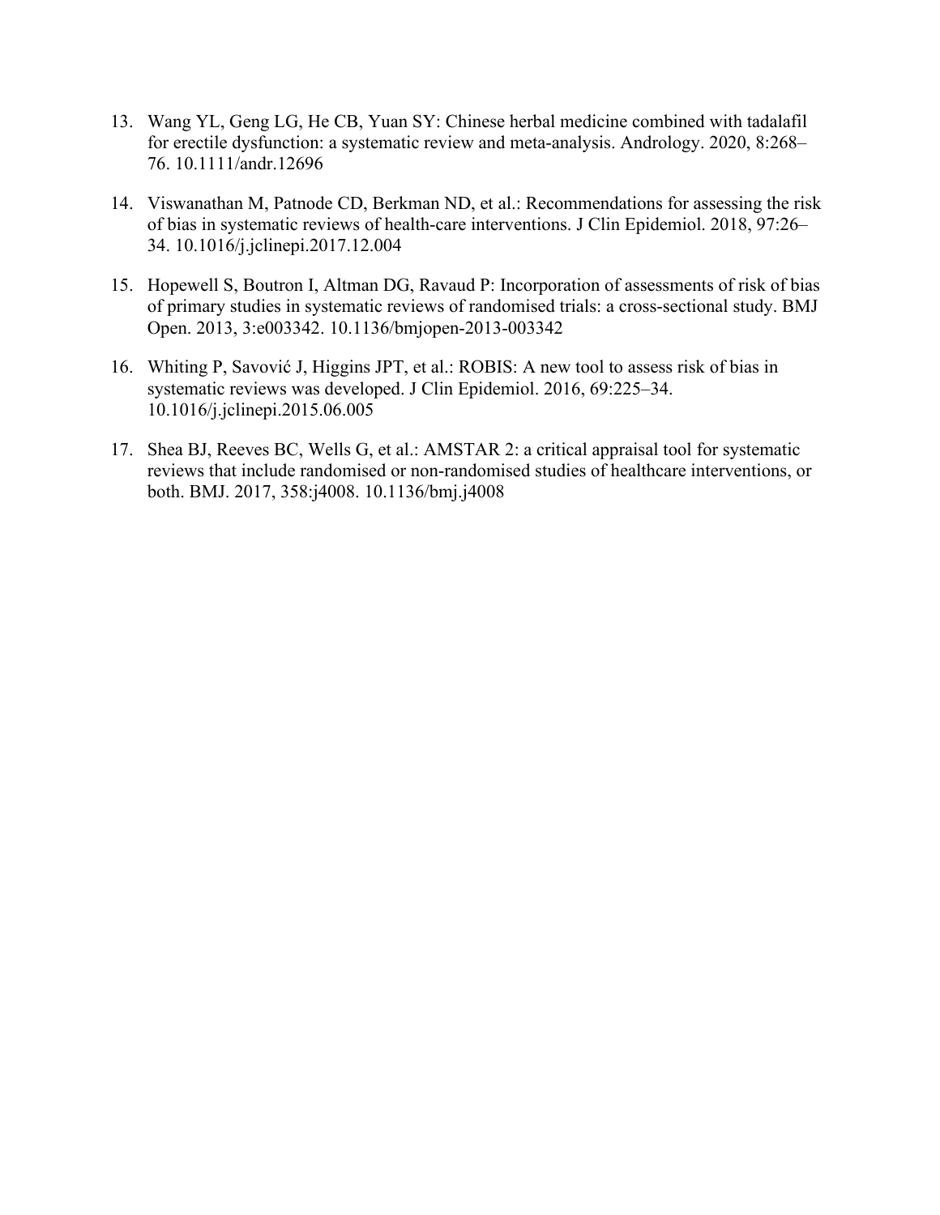13. Wang YL, Geng LG, He CB, Yuan SY: Chinese herbal medicine combined with tadalafil for erectile dysfunction: a systematic review and meta-analysis. Andrology. 2020, 8:268–76. 10.1111/andr.12696

14. Viswanathan M, Patnode CD, Berkman ND, et al.: Recommendations for assessing the risk of bias in systematic reviews of health-care interventions. J Clin Epidemiol. 2018, 97:26–34. 10.1016/j.jclinepi.2017.12.004

15. Hopewell S, Boutron I, Altman DG, Ravaud P: Incorporation of assessments of risk of bias of primary studies in systematic reviews of randomised trials: a cross-sectional study. BMJ Open. 2013, 3:e003342. 10.1136/bmjopen-2013-003342

16. Whiting P, Savović J, Higgins JPT, et al.: ROBIS: A new tool to assess risk of bias in systematic reviews was developed. J Clin Epidemiol. 2016, 69:225–34. 10.1016/j.jclinepi.2015.06.005

17. Shea BJ, Reeves BC, Wells G, et al.: AMSTAR 2: a critical appraisal tool for systematic reviews that include randomised or non-randomised studies of healthcare interventions, or both. BMJ. 2017, 358:j4008. 10.1136/bmj.j4008